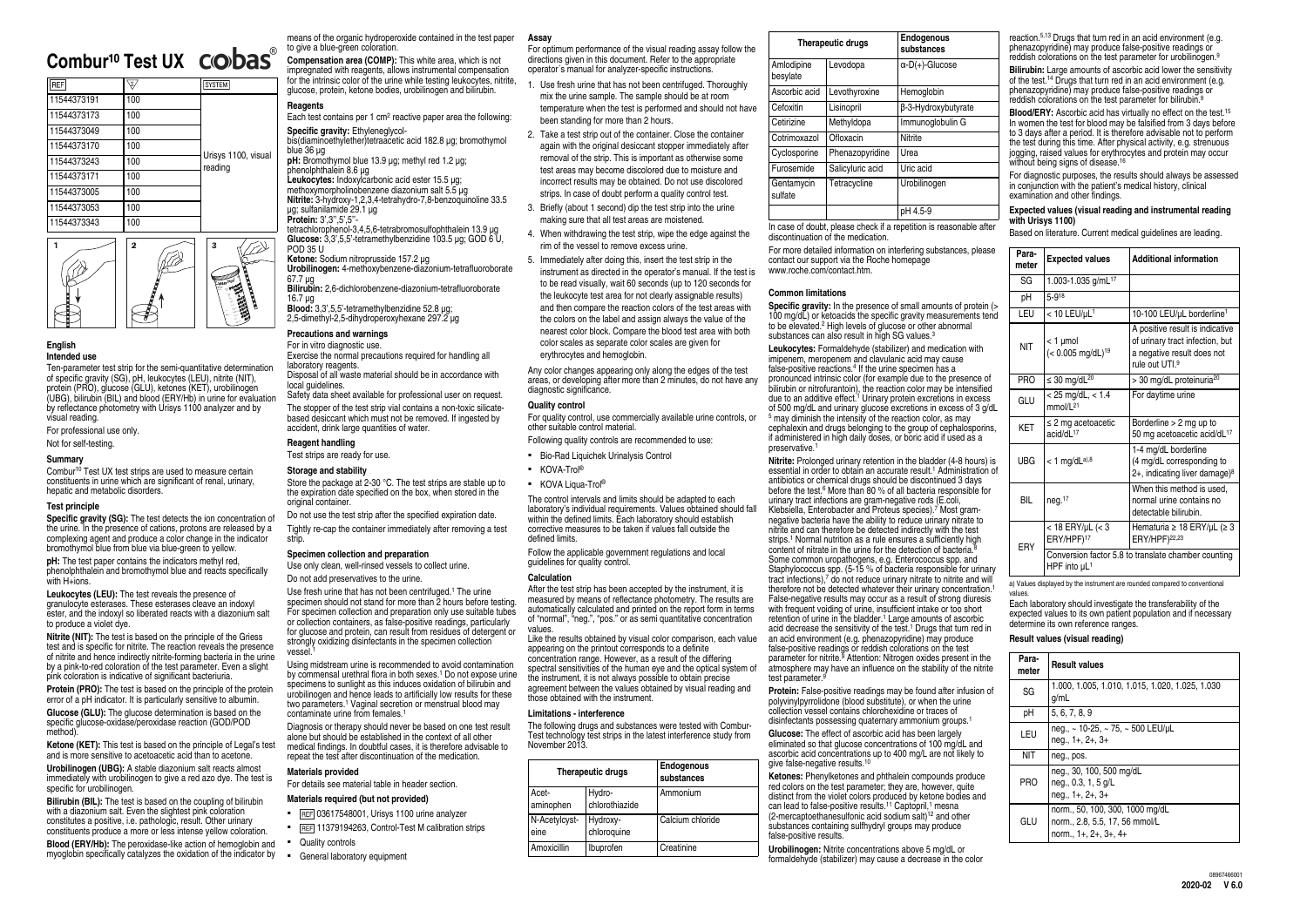# Combur[10] Test UX cobas®

| REF | | SYSTEM |
|---|---|---|
| 11544373191 | 100 | Urisys 1100, visual reading |
| 11544373173 | 100 | |
| 11544373049 | 100 | |
| 11544373170 | 100 | |
| 11544373243 | 100 | |
| 11544373171 | 100 | |
| 11544373005 | 100 | |
| 11544373053 | 100 | |
| 11544373343 | 100 | |

1 2 3

## English

### Intended use

Ten-parameter test strip for the semi-quantitative determination of specific gravity (SG), pH, leukocytes (LEU), nitrite (NIT), protein (PRO), glucose (GLU), ketones (KET), urobilinogen (UBG), bilirubin (BIL) and blood (ERY/Hb) in urine for evaluation by reflectance photometry with Urisys 1100 analyzer and by visual reading.

For professional use only.

Not for self-testing.

### Summary

Combur[10] Test UX test strips are used to measure certain constituents in urine which are significant of renal, urinary, hepatic and metabolic disorders.

### Test principle

**Specific gravity (SG):** The test detects the ion concentration of the urine. In the presence of cations, protons are released by a complexing agent and produce a color change in the indicator bromothymol blue from blue via blue-green to yellow.

**pH:** The test paper contains the indicators methyl red, phenolphthalein and bromothymol blue and reacts specifically with H+ions.

**Leukocytes (LEU):** The test reveals the presence of granulocyte esterases. These esterases cleave an indoxyl ester, and the indoxyl so liberated reacts with a diazonium salt to produce a violet dye.

**Nitrite (NIT):** The test is based on the principle of the Griess test and is specific for nitrite. The reaction reveals the presence of nitrite and hence indirectly nitrite-forming bacteria in the urine by a pink-to-red coloration of the test parameter. Even a slight pink coloration is indicative of significant bacteriuria.

**Protein (PRO):** The test is based on the principle of the protein error of a pH indicator. It is particularly sensitive to albumin.

**Glucose (GLU):** The glucose determination is based on the specific glucose-oxidase/peroxidase reaction (GOD/POD method).

**Ketone (KET):** This test is based on the principle of Legal's test and is more sensitive to acetoacetic acid than to acetone.

**Urobilinogen (UBG):** A stable diazonium salt reacts almost immediately with urobilinogen to give a red azo dye. The test is specific for urobilinogen.

**Bilirubin (BIL):** The test is based on the coupling of bilirubin with a diazonium salt. Even the slightest pink coloration constitutes a positive, i.e. pathologic, result. Other urinary constituents produce a more or less intense yellow coloration.

**Blood (ERY/Hb):** The peroxidase-like action of hemoglobin and myoglobin specifically catalyzes the oxidation of the indicator by means of the organic hydroperoxide contained in the test paper to give a blue-green coloration.

**Compensation area (COMP):** This white area, which is not impregnated with reagents, allows instrumental compensation for the intrinsic color of the urine while testing leukocytes, nitrite, glucose, protein, ketone bodies, urobilinogen and bilirubin.

### Reagents

Each test contains per 1 cm² reactive paper area the following:

**Specific gravity:** Ethyleneglycol-bis(diaminoethylether)tetraacetic acid 182.8 µg; bromothymol blue 36 µg
**pH:** Bromothymol blue 13.9 µg; methyl red 1.2 µg; phenolphthalein 8.6 µg
**Leukocytes:** Indoxylcarbonic acid ester 15.5 µg; methoxymorpholinobenzene diazonium salt 5.5 µg
**Nitrite:** 3-hydroxy-1,2,3,4-tetrahydro-7,8-benzoquinoline 33.5 µg; sulfanilamide 29.1 µg
**Protein:** 3',3'',5',5''-tetrachlorophenol-3,4,5,6-tetrabromosulfophthalein 13.9 µg
**Glucose:** 3,3',5,5'-tetramethylbenzidine 103.5 µg; GOD 6 U, POD 35 U
**Ketone:** Sodium nitroprusside 157.2 µg
**Urobilinogen:** 4-methoxybenzene-diazonium-tetrafluoroborate 67.7 µg
**Bilirubin:** 2,6-dichlorobenzene-diazonium-tetrafluoroborate 16.7 µg
**Blood:** 3,3',5,5'-tetramethylbenzidine 52.8 µg; 2,5-dimethyl-2,5-dihydroperoxyhexane 297.2 µg

### Precautions and warnings

For in vitro diagnostic use.
Exercise the normal precautions required for handling all laboratory reagents.
Disposal of all waste material should be in accordance with local guidelines.
Safety data sheet available for professional user on request.
The stopper of the test strip vial contains a non-toxic silicate-based desiccant which must not be removed. If ingested by accident, drink large quantities of water.

### Reagent handling

Test strips are ready for use.

### Storage and stability

Store the package at 2-30 °C. The test strips are stable up to the expiration date specified on the box, when stored in the original container.

Do not use the test strip after the specified expiration date.

Tightly re-cap the container immediately after removing a test strip.

### Specimen collection and preparation

Use only clean, well-rinsed vessels to collect urine.

Do not add preservatives to the urine.

Use fresh urine that has not been centrifuged.[1] The urine specimen should not stand for more than 2 hours before testing. For specimen collection and preparation only use suitable tubes or collection containers, as false-positive readings, particularly for glucose and protein, can result from residues of detergent or strongly oxidizing disinfectants in the specimen collection vessel.[1]

Using midstream urine is recommended to avoid contamination by commensal urethral flora in both sexes.[1] Do not expose urine specimens to sunlight as this induces oxidation of bilirubin and urobilinogen and hence leads to artificially low results for these two parameters.[1] Vaginal secretion or menstrual blood may contaminate urine from females.[1]

Diagnosis or therapy should never be based on one test result alone but should be established in the context of all other medical findings. In doubtful cases, it is therefore advisable to repeat the test after discontinuation of the medication.

### Materials provided

For details see material table in header section.

### Materials required (but not provided)

- REF 03617548001, Urisys 1100 urine analyzer
- REF 11379194263, Control-Test M calibration strips
- Quality controls
- General laboratory equipment

### Assay

For optimum performance of the visual reading assay follow the directions given in this document. Refer to the appropriate operator's manual for analyzer-specific instructions.

1. Use fresh urine that has not been centrifuged. Thoroughly mix the urine sample. The sample should be at room temperature when the test is performed and should not have been standing for more than 2 hours.
2. Take a test strip out of the container. Close the container again with the original desiccant stopper immediately after removal of the strip. This is important as otherwise some test areas may become discolored due to moisture and incorrect results may be obtained. Do not use discolored strips. In case of doubt perform a quality control test.
3. Briefly (about 1 second) dip the test strip into the urine making sure that all test areas are moistened.
4. When withdrawing the test strip, wipe the edge against the rim of the vessel to remove excess urine.
5. Immediately after doing this, insert the test strip in the instrument as directed in the operator's manual. If the test is to be read visually, wait 60 seconds (up to 120 seconds for the leukocyte test area for not clearly assignable results) and then compare the reaction colors of the test areas with the colors on the label and assign always the value of the nearest color block. Compare the blood test area with both color scales as separate color scales are given for erythrocytes and hemoglobin.

Any color changes appearing only along the edges of the test areas, or developing after more than 2 minutes, do not have any diagnostic significance.

### Quality control

For quality control, use commercially available urine controls, or other suitable control material.

Following quality controls are recommended to use:

- Bio-Rad Liquichek Urinalysis Control
- KOVA-Trol®
- KOVA Liqua-Trol®

The control intervals and limits should be adapted to each laboratory's individual requirements. Values obtained should fall within the defined limits. Each laboratory should establish corrective measures to be taken if values fall outside the defined limits.

Follow the applicable government regulations and local guidelines for quality control.

### Calculation

After the test strip has been accepted by the instrument, it is measured by means of reflectance photometry. The results are automatically calculated and printed on the report form in terms of "normal", "neg.", "pos." or as semi quantitative concentration values.

Like the results obtained by visual color comparison, each value appearing on the printout corresponds to a definite concentration range. However, as a result of the differing spectral sensitivities of the human eye and the optical system of the instrument, it is not always possible to obtain precise agreement between the values obtained by visual reading and those obtained with the instrument.

### Limitations - interference

The following drugs and substances were tested with Combur-Test technology test strips in the latest interference study from November 2013.

| Therapeutic drugs | | Endogenous substances |
|---|---|---|
| Acetaminophen | Hydrochlorothiazide | Ammonium |
| N-Acetylcysteine | Hydroxychloroquine | Calcium chloride |
| Amoxicillin | Ibuprofen | Creatinine |
| Amlodipine besylate | Levodopa | α-D(+)-Glucose |
| Ascorbic acid | Levothyroxine | Hemoglobin |
| Cefoxitin | Lisinopril | β-3-Hydroxybutyrate |
| Cetirizine | Methyldopa | Immunoglobulin G |
| Cotrimoxazol | Ofloxacin | Nitrite |
| Cyclosporine | Phenazopyridine | Urea |
| Furosemide | Salicyluric acid | Uric acid |
| Gentamycin sulfate | Tetracycline | Urobilinogen |
| | | pH 4.5-9 |

In case of doubt, please check if a repetition is reasonable after discontinuation of the medication.

For more detailed information on interfering substances, please contact our support via the Roche homepage www.roche.com/contact.htm.

### Common limitations

**Specific gravity:** In the presence of small amounts of protein (> 100 mg/dL) or ketoacids the specific gravity measurements tend to be elevated.[2] High levels of glucose or other abnormal substances can also result in high SG values.[3]

**Leukocytes:** Formaldehyde (stabilizer) and medication with imipenem, meropenem and clavulanic acid may cause false-positive reactions.[4] If the urine specimen has a pronounced intrinsic color (for example due to the presence of bilirubin or nitrofurantoin), the reaction color may be intensified due to an additive effect.[1] Urinary protein excretions in excess of 500 mg/dL and urinary glucose excretions in excess of 3 g/dL [5] may diminish the intensity of the reaction color, as may cephalexin and drugs belonging to the group of cephalosporins, if administered in high daily doses, or boric acid if used as a preservative.[1]

**Nitrite:** Prolonged urinary retention in the bladder (4-8 hours) is essential in order to obtain an accurate result.[1] Administration of antibiotics or chemical drugs should be discontinued 3 days before the test.[6] More than 80 % of all bacteria responsible for urinary tract infections are gram-negative rods (E.coli, Klebsiella, Enterobacter and Proteus species).[7] Most gram-negative bacteria have the ability to reduce urinary nitrate to nitrite and can therefore be detected indirectly with the test strips.[1] Normal nutrition as a rule ensures a sufficiently high content of nitrate in the urine for the detection of bacteria.[8] Some common uropathogens, e.g. Enterococcus spp. and Staphylococcus spp. (5-15 % of bacteria responsible for urinary tract infections),[7] do not reduce urinary nitrate to nitrite and will therefore not be detected whatever their urinary concentration.[1] False-negative results may occur as a result of strong diuresis with frequent voiding of urine, insufficient intake or too short retention of urine in the bladder.[1] Large amounts of ascorbic acid decrease the sensitivity of the test.[1] Drugs that turn red in an acid environment (e.g. phenazopyridine) may produce false-positive readings or reddish colorations on the test parameter for nitrite.[9] Attention: Nitrogen oxides present in the atmosphere may have an influence on the stability of the nitrite test parameter.[9]

**Protein:** False-positive readings may be found after infusion of polyvinylpyrrolidone (blood substitute), or when the urine collection vessel contains chlorohexidine or traces of disinfectants possessing quaternary ammonium groups.[1]

**Glucose:** The effect of ascorbic acid has been largely eliminated so that glucose concentrations of 100 mg/dL and ascorbic acid concentrations up to 400 mg/L are not likely to give false-negative results.[10]

**Ketones:** Phenylketones and phthalein compounds produce red colors on the test parameter; they are, however, quite distinct from the violet colors produced by ketone bodies and can lead to false-positive results.[11] Captopril,[1] mesna (2-mercaptoethanesulfonic acid sodium salt)[12] and other substances containing sulfhydryl groups may produce false-positive results.

**Urobilinogen:** Nitrite concentrations above 5 mg/dL or formaldehyde (stabilizer) may cause a decrease in the color reaction.[5,13] Drugs that turn red in an acid environment (e.g. phenazopyridine) may produce false-positive readings or reddish colorations on the test parameter for urobilinogen.[9]

**Bilirubin:** Large amounts of ascorbic acid lower the sensitivity of the test.[14] Drugs that turn red in an acid environment (e.g. phenazopyridine) may produce false-positive readings or reddish colorations on the test parameter for bilirubin.[9]

**Blood/ERY:** Ascorbic acid has virtually no effect on the test.[15] In women the test for blood may be falsified from 3 days before to 3 days after a period. It is therefore advisable not to perform the test during this time. After physical activity, e.g. strenuous jogging, raised values for erythrocytes and protein may occur without being signs of disease.[16]

For diagnostic purposes, the results should always be assessed in conjunction with the patient's medical history, clinical examination and other findings.

### Expected values (visual reading and instrumental reading with Urisys 1100)

Based on literature. Current medical guidelines are leading.

| Parameter | Expected values | Additional information |
|---|---|---|
| SG | 1.003-1.035 g/mL[17] | |
| pH | 5-9[18] | |
| LEU | < 10 LEU/µL[1] | 10-100 LEU/µL borderline[1] |
| NIT | < 1 µmol (< 0.005 mg/dL)[19] | A positive result is indicative of urinary tract infection, but a negative result does not rule out UTI.[9] |
| PRO | ≤ 30 mg/dL[20] | > 30 mg/dL proteinuria[20] |
| GLU | < 25 mg/dL, < 1.4 mmol/L[21] | For daytime urine |
| KET | ≤ 2 mg acetoacetic acid/dL[17] | Borderline > 2 mg up to 50 mg acetoacetic acid/dL[17] |
| UBG | < 1 mg/dL[a),8] | 1-4 mg/dL borderline (4 mg/dL corresponding to 2+, indicating liver damage)[8] |
| BIL | neg.[17] | When this method is used, normal urine contains no detectable bilirubin. |
| ERY | < 18 ERY/µL (< 3 ERY/HPF)[17] | Hematuria ≥ 18 ERY/µL (≥ 3 ERY/HPF)[22,23] |
| | Conversion factor 5.8 to translate chamber counting HPF into µL[1] | |

a) Values displayed by the instrument are rounded compared to conventional values.

Each laboratory should investigate the transferability of the expected values to its own patient population and if necessary determine its own reference ranges.

### Result values (visual reading)

| Parameter | Result values |
|---|---|
| SG | 1.000, 1.005, 1.010, 1.015, 1.020, 1.025, 1.030 g/mL |
| pH | 5, 6, 7, 8, 9 |
| LEU | neg., ~ 10-25, ~ 75, ~ 500 LEU/µL<br>neg., 1+, 2+, 3+ |
| NIT | neg., pos. |
| PRO | neg., 30, 100, 500 mg/dL<br>neg., 0.3, 1, 5 g/L<br>neg., 1+, 2+, 3+ |
| GLU | norm., 50, 100, 300, 1000 mg/dL<br>norm., 2.8, 5.5, 17, 56 mmol/L<br>norm., 1+, 2+, 3+, 4+ |

08967466001
2020-02 V 6.0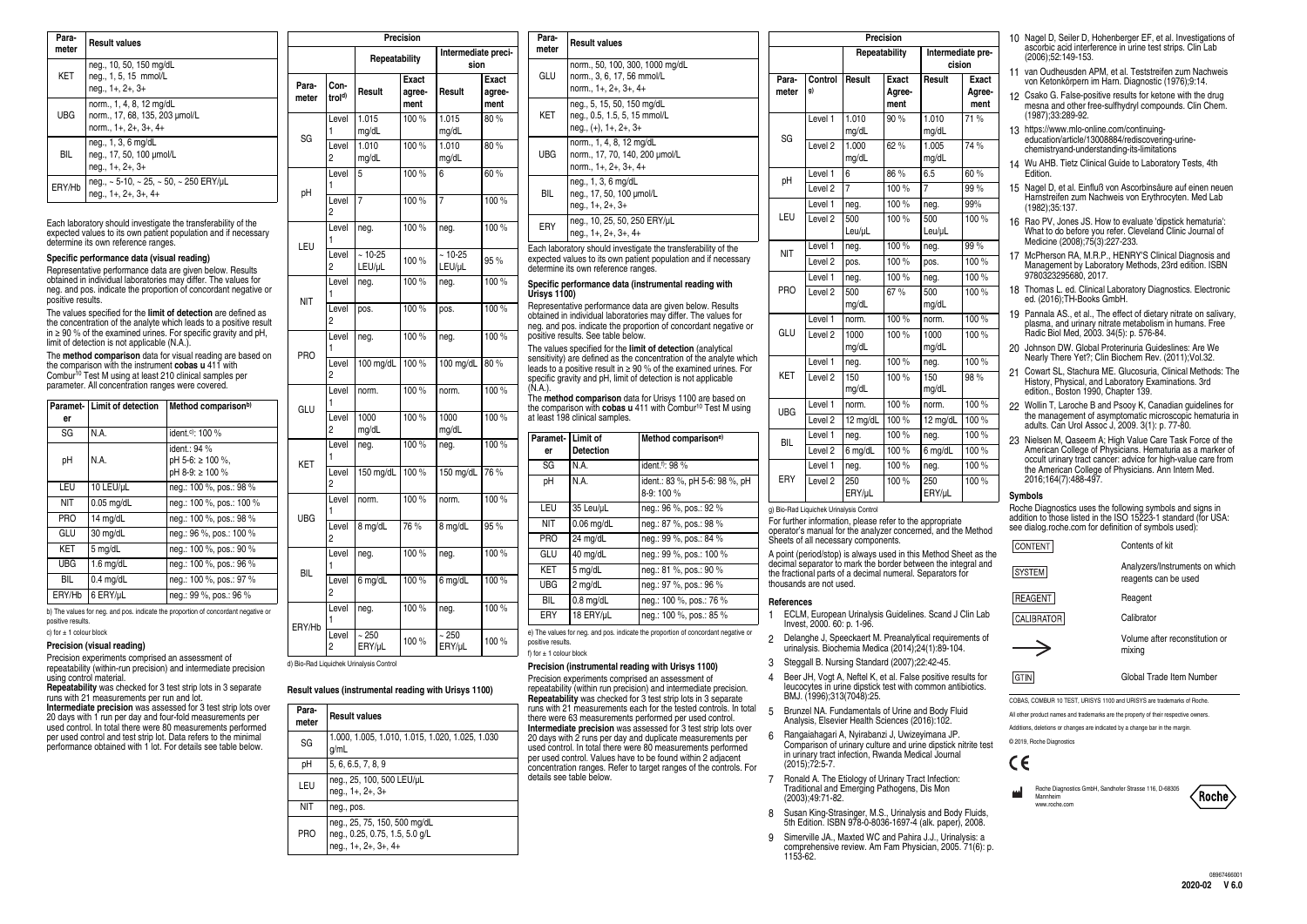| Parameter | Result values |
|---|---|
| KET | neg., 10, 50, 150 mg/dL<br>neg., 1, 5, 15 mmol/L<br>neg., 1+, 2+, 3+ |
| UBG | norm., 1, 4, 8, 12 mg/dL<br>norm., 17, 68, 135, 203 µmol/L<br>norm., 1+, 2+, 3+, 4+ |
| BIL | neg., 1, 3, 6 mg/dL<br>neg., 17, 50, 100 µmol/L<br>neg., 1+, 2+, 3+ |
| ERY/Hb | neg., ~ 5-10, ~ 25, ~ 50, ~ 250 ERY/µL<br>neg., 1+, 2+, 3+, 4+ |

Each laboratory should investigate the transferability of the expected values to its own patient population and if necessary determine its own reference ranges.

**Specific performance data (visual reading)**

Representative performance data are given below. Results obtained in individual laboratories may differ. The values for neg. and pos. indicate the proportion of concordant negative or positive results.

The values specified for the **limit of detection** are defined as the concentration of the analyte which leads to a positive result in ≥ 90 % of the examined urines. For specific gravity and pH, limit of detection is not applicable (N.A.).

The **method comparison** data for visual reading are based on the comparison with the instrument **cobas u** 411 with Combur[10] Test M using at least 210 clinical samples per parameter. All concentration ranges were covered.

| Parameter | Limit of detection | Method comparison[b)] |
|---|---|---|
| SG | N.A. | ident.[c)]: 100 % |
| pH | N.A. | ident.: 94 %<br>pH 5-6: ≥ 100 %,<br>pH 8-9: ≥ 100 % |
| LEU | 10 LEU/µL | neg.: 100 %, pos.: 98 % |
| NIT | 0.05 mg/dL | neg.: 100 %, pos.: 100 % |
| PRO | 14 mg/dL | neg.: 100 %, pos.: 98 % |
| GLU | 30 mg/dL | neg.: 96 %, pos.: 100 % |
| KET | 5 mg/dL | neg.: 100 %, pos.: 90 % |
| UBG | 1.6 mg/dL | neg.: 100 %, pos.: 96 % |
| BIL | 0.4 mg/dL | neg.: 100 %, pos.: 97 % |
| ERY/Hb | 6 ERY/µL | neg.: 99 %, pos.: 96 % |

b) The values for neg. and pos. indicate the proportion of concordant negative or positive results.

c) for ± 1 colour block

**Precision (visual reading)**

Precision experiments comprised an assessment of repeatability (within-run precision) and intermediate precision using control material.

**Repeatability** was checked for 3 test strip lots in 3 separate runs with 21 measurements per run and lot.

**Intermediate precision** was assessed for 3 test strip lots over 20 days with 1 run per day and four-fold measurements per used control. In total there were 80 measurements performed per used control and test strip lot. Data refers to the minimal performance obtained with 1 lot. For details see table below.

| | | Precision | | | |
|---|---|---|---|---|---|
| | | Repeatability | | Intermediate precision | |
| Parameter | Control[d)] | Result | Exact agreement | Result | Exact agreement |
| SG | Level 1 | 1.015 mg/dL | 100 % | 1.015 mg/dL | 80 % |
| | Level 2 | 1.010 mg/dL | 100 % | 1.010 mg/dL | 80 % |
| pH | Level 1 | 5 | 100 % | 6 | 60 % |
| | Level 2 | 7 | 100 % | 7 | 100 % |
| LEU | Level 1 | neg. | 100 % | neg. | 100 % |
| | Level 2 | ~ 10-25 LEU/µL | 100 % | ~ 10-25 LEU/µL | 95 % |
| NIT | Level 1 | neg. | 100 % | neg. | 100 % |
| | Level 2 | pos. | 100 % | pos. | 100 % |
| PRO | Level 1 | neg. | 100 % | neg. | 100 % |
| | Level 2 | 100 mg/dL | 100 % | 100 mg/dL | 80 % |
| GLU | Level 1 | norm. | 100 % | norm. | 100 % |
| | Level 2 | 1000 mg/dL | 100 % | 1000 mg/dL | 100 % |
| KET | Level 1 | neg. | 100 % | neg. | 100 % |
| | Level 2 | 150 mg/dL | 100 % | 150 mg/dL | 76 % |
| UBG | Level 1 | norm. | 100 % | norm. | 100 % |
| | Level 2 | 8 mg/dL | 76 % | 8 mg/dL | 95 % |
| BIL | Level 1 | neg. | 100 % | neg. | 100 % |
| | Level 2 | 6 mg/dL | 100 % | 6 mg/dL | 100 % |
| ERY/Hb | Level 1 | neg. | 100 % | neg. | 100 % |
| | Level 2 | ~ 250 ERY/µL | 100 % | ~ 250 ERY/µL | 100 % |

d) Bio-Rad Liquichek Urinalysis Control

**Result values (instrumental reading with Urisys 1100)**

| Parameter | Result values |
|---|---|
| SG | 1.000, 1.005, 1.010, 1.015, 1.020, 1.025, 1.030 g/mL |
| pH | 5, 6, 6.5, 7, 8, 9 |
| LEU | neg., 25, 100, 500 LEU/µL<br>neg., 1+, 2+, 3+ |
| NIT | neg., pos. |
| PRO | neg., 25, 75, 150, 500 mg/dL<br>neg., 0.25, 0.75, 1.5, 5.0 g/L<br>neg., 1+, 2+, 3+, 4+ |
| GLU | norm., 50, 100, 300, 1000 mg/dL<br>norm., 3, 6, 17, 56 mmol/L<br>norm., 1+, 2+, 3+, 4+ |
| KET | neg., 5, 15, 50, 150 mg/dL<br>neg., 0.5, 1.5, 5, 15 mmol/L<br>neg., (+), 1+, 2+, 3+ |
| UBG | norm., 1, 4, 8, 12 mg/dL<br>norm., 17, 70, 140, 200 µmol/L<br>norm., 1+, 2+, 3+, 4+ |
| BIL | neg., 1, 3, 6 mg/dL<br>neg., 17, 50, 100 µmol/L<br>neg., 1+, 2+, 3+ |
| ERY | neg., 10, 25, 50, 250 ERY/µL<br>neg., 1+, 2+, 3+, 4+ |

Each laboratory should investigate the transferability of the expected values to its own patient population and if necessary determine its own reference ranges.

**Specific performance data (instrumental reading with Urisys 1100)**

Representative performance data are given below. Results obtained in individual laboratories may differ. The values for neg. and pos. indicate the proportion of concordant negative or positive results. See table below.

The values specified for the **limit of detection** (analytical sensitivity) are defined as the concentration of the analyte which leads to a positive result in ≥ 90 % of the examined urines. For specific gravity and pH, limit of detection is not applicable (N.A.).

The **method comparison** data for Urisys 1100 are based on the comparison with **cobas u** 411 with Combur[10] Test M using at least 198 clinical samples.

| Parameter | Limit of Detection | Method comparison[e)] |
|---|---|---|
| SG | N.A. | ident.[f)]: 98 % |
| pH | N.A. | ident.: 83 %, pH 5-6: 98 %, pH 8-9: 100 % |
| LEU | 35 Leu/µL | neg.: 96 %, pos.: 92 % |
| NIT | 0.06 mg/dL | neg.: 87 %, pos.: 98 % |
| PRO | 24 mg/dL | neg.: 99 %, pos.: 84 % |
| GLU | 40 mg/dL | neg.: 99 %, pos.: 100 % |
| KET | 5 mg/dL | neg.: 81 %, pos.: 90 % |
| UBG | 2 mg/dL | neg.: 97 %, pos.: 96 % |
| BIL | 0.8 mg/dL | neg.: 100 %, pos.: 76 % |
| ERY | 18 ERY/µL | neg.: 100 %, pos.: 85 % |

e) The values for neg. and pos. indicate the proportion of concordant negative or positive results.

f) for ± 1 colour block

**Precision (instrumental reading with Urisys 1100)**

Precision experiments comprised an assessment of repeatability (within run precision) and intermediate precision.

**Repeatability** was checked for 3 test strip lots in 3 separate runs with 21 measurements per run for each control. In total there were 63 measurements performed per used control.

**Intermediate precision** was assessed for 3 test strip lots over 20 days with 2 runs per day and duplicate measurements per used control. In total there were 80 measurements performed per used control. Values have to be found within 2 adjacent concentration ranges. Refer to target ranges of the controls. For details see table below.

| | | Precision | | | |
|---|---|---|---|---|---|
| | | Repeatability | | Intermediate precision | |
| Parameter | Control[g)] | Result | Exact Agreement | Result | Exact Agreement |
| SG | Level 1 | 1.010 mg/dL | 90 % | 1.010 mg/dL | 71 % |
| | Level 2 | 1.000 mg/dL | 62 % | 1.005 mg/dL | 74 % |
| pH | Level 1 | 6 | 86 % | 6.5 | 60 % |
| | Level 2 | 7 | 100 % | 7 | 99 % |
| LEU | Level 1 | neg. | 100 % | neg. | 99% |
| | Level 2 | 500 Leu/µL | 100 % | 500 Leu/µL | 100 % |
| NIT | Level 1 | neg. | 100 % | neg. | 99 % |
| | Level 2 | pos. | 100 % | pos. | 100 % |
| PRO | Level 1 | neg. | 100 % | neg. | 100 % |
| | Level 2 | 500 mg/dL | 67 % | 500 mg/dL | 100 % |
| GLU | Level 1 | norm. | 100 % | norm. | 100 % |
| | Level 2 | 1000 mg/dL | 100 % | 1000 mg/dL | 100 % |
| KET | Level 1 | neg. | 100 % | neg. | 100 % |
| | Level 2 | 150 mg/dL | 100 % | 150 mg/dL | 98 % |
| UBG | Level 1 | norm. | 100 % | norm. | 100 % |
| | Level 2 | 12 mg/dL | 100 % | 12 mg/dL | 100 % |
| BIL | Level 1 | neg. | 100 % | neg. | 100 % |
| | Level 2 | 6 mg/dL | 100 % | 6 mg/dL | 100 % |
| ERY | Level 1 | neg. | 100 % | neg. | 100 % |
| | Level 2 | 250 ERY/µL | 100 % | 250 ERY/µL | 100 % |

g) Bio-Rad Liquichek Urinalysis Control

For further information, please refer to the appropriate operator's manual for the analyzer concerned, and the Method Sheets of all necessary components.

A point (period/stop) is always used in this Method Sheet as the decimal separator to mark the border between the integral and the fractional parts of a decimal numeral. Separators for thousands are not used.

**References**

1. ECLM, European Urinalysis Guidelines. Scand J Clin Lab Invest, 2000. 60: p. 1-96.
2. Delanghe J, Speeckaert M. Preanalytical requirements of urinalysis. Biochemia Medica (2014);24(1):89-104.
3. Steggall B. Nursing Standard (2007);22:42-45.
4. Beer JH, Vogt A, Neftel K, et al. False positive results for leucocytes in urine dipstick test with common antibiotics. BMJ. (1996);313(7048):25.
5. Brunzel NA. Fundamentals of Urine and Body Fluid Analysis, Elsevier Health Sciences (2016):102.
6. Rangaiahagari A, Nyirabanzi J, Uwizeyimana JP. Comparison of urinary culture and urine dipstick nitrite test in urinary tract infection, Rwanda Medical Journal (2015):72:5-7.
7. Ronald A. The Etiology of Urinary Tract Infection: Traditional and Emerging Pathogens, Dis Mon (2003);49:71-82.
8. Susan King-Strasinger, M.S., Urinalysis and Body Fluids, 5th Edition. ISBN 978-0-8036-1697-4 (alk. paper), 2008.
9. Simerville JA., Maxted WC and Pahira J.J., Urinalysis: a comprehensive review. Am Fam Physician, 2005. 71(6): p. 1153-62.
10. Nagel D, Seiler D, Hohenberger EF, et al. Investigations of ascorbic acid interference in urine test strips. Clin Lab (2006);52:149-153.
11. van Oudheusden APM, et al. Teststreifen zum Nachweis von Ketonkörpern im Harn. Diagnostic (1976);9:14.
12. Csako G. False-positive results for ketone with the drug mesna and other free-sulfhydryl compounds. Clin Chem. (1987);33:289-92.
13. https://www.mlo-online.com/continuing-education/article/13008884/rediscovering-urine-chemistryand-understanding-its-limitations
14. Wu AHB. Tietz Clinical Guide to Laboratory Tests, 4th Edition.
15. Nagel D, et al. Einfluß von Ascorbinsäure auf einen neuen Harnstreifen zum Nachweis von Erythrocyten. Med Lab (1982);35:137.
16. Rao PV, Jones JS. How to evaluate 'dipstick hematuria': What to do before you refer. Cleveland Clinic Journal of Medicine (2008);75(3):227-233.
17. McPherson RA, M.R.P., HENRY'S Clinical Diagnosis and Management by Laboratory Methods, 23rd edition. ISBN 9780323295680, 2017.
18. Thomas L. ed. Clinical Laboratory Diagnostics. Electronic ed. (2016);TH-Books GmbH.
19. Pannala AS., et al., The effect of dietary nitrate on salivary, plasma, and urinary nitrate metabolism in humans. Free Radic Biol Med, 2003. 34(5): p. 576-84.
20. Johnson DW. Global Proteinuria Guidelines: Are We Nearly There Yet?; Clin Biochem Rev. (2011);Vol.32.
21. Cowart SL, Stachura ME. Glucosuria, Clinical Methods: The History, Physical, and Laboratory Examinations. 3rd edition., Boston 1990, Chapter 139.
22. Wollin T, Laroche B and Psooy K, Canadian guidelines for the management of asymptomatic microscopic hematuria in adults. Can Urol Assoc J, 2009. 3(1): p. 77-80.
23. Nielsen M, Qaseem A; High Value Care Task Force of the American College of Physicians. Hematuria as a marker of occult urinary tract cancer: advice for high-value care from the American College of Physicians. Ann Intern Med. 2016;164(7):488-497.

**Symbols**

Roche Diagnostics uses the following symbols and signs in addition to those listed in the ISO 15223-1 standard (for USA: see dialog.roche.com for definition of symbols used):

| | |
|---|---|
| CONTENT | Contents of kit |
| SYSTEM | Analyzers/Instruments on which reagents can be used |
| REAGENT | Reagent |
| CALIBRATOR | Calibrator |
| → | Volume after reconstitution or mixing |
| GTIN | Global Trade Item Number |

COBAS, COMBUR 10 TEST, URISYS 1100 and URISYS are trademarks of Roche.

All other product names and trademarks are the property of their respective owners.

Additions, deletions or changes are indicated by a change bar in the margin.

© 2019, Roche Diagnostics

CE

Roche Diagnostics GmbH, Sandhofer Strasse 116, D-68305 Mannheim
www.roche.com

Roche

08967466001
2020-02 V 6.0